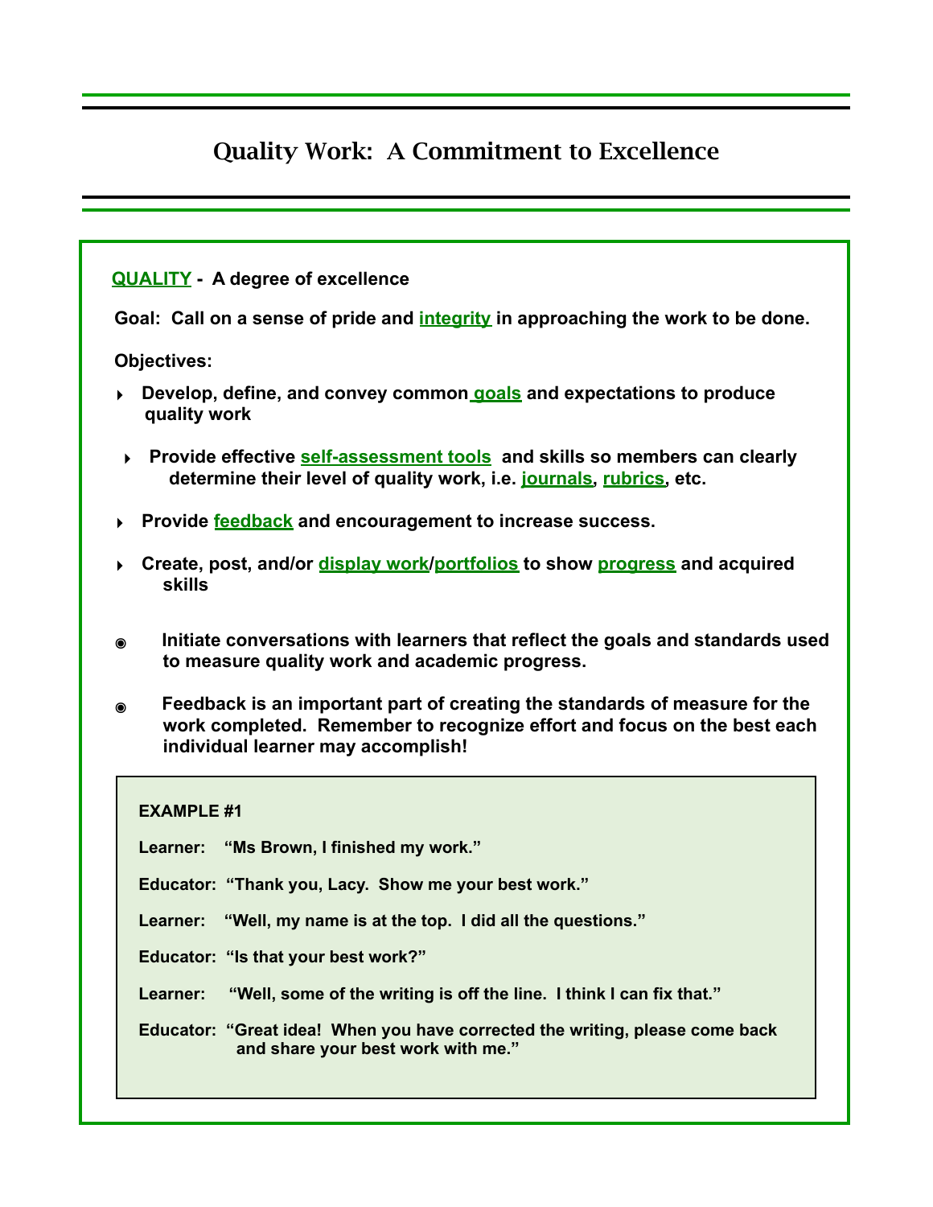# Quality Work: A Commitment to Excellence

**QUALITY - A degree of excellence**

**Goal: Call on a sense of pride and integrity in approaching the work to be done.**

**Objectives:**

- **Develop, define, and convey common goals and expectations to produce quality work**
- **Provide effective self-assessment tools and skills so members can clearly determine their level of quality work, i.e. journals, rubrics, etc.**
- **Provide feedback and encouragement to increase success.**
- **Create, post, and/or display work/portfolios to show progress and acquired skills**

- **Initiate conversations with learners that reflect the goals and standards used to measure quality work and academic progress.**
- **Feedback is an important part of creating the standards of measure for the work completed. Remember to recognize effort and focus on the best each individual learner may accomplish!**

**EXAMPLE #1**

**Learner:** **"Ms Brown, I finished my work."**

**Educator:** **"Thank you, Lacy. Show me your best work."**

**Learner:** **"Well, my name is at the top. I did all the questions."**

**Educator:** **"Is that your best work?"**

**Learner:** **"Well, some of the writing is off the line. I think I can fix that."**

**Educator:** **"Great idea! When you have corrected the writing, please come back and share your best work with me."**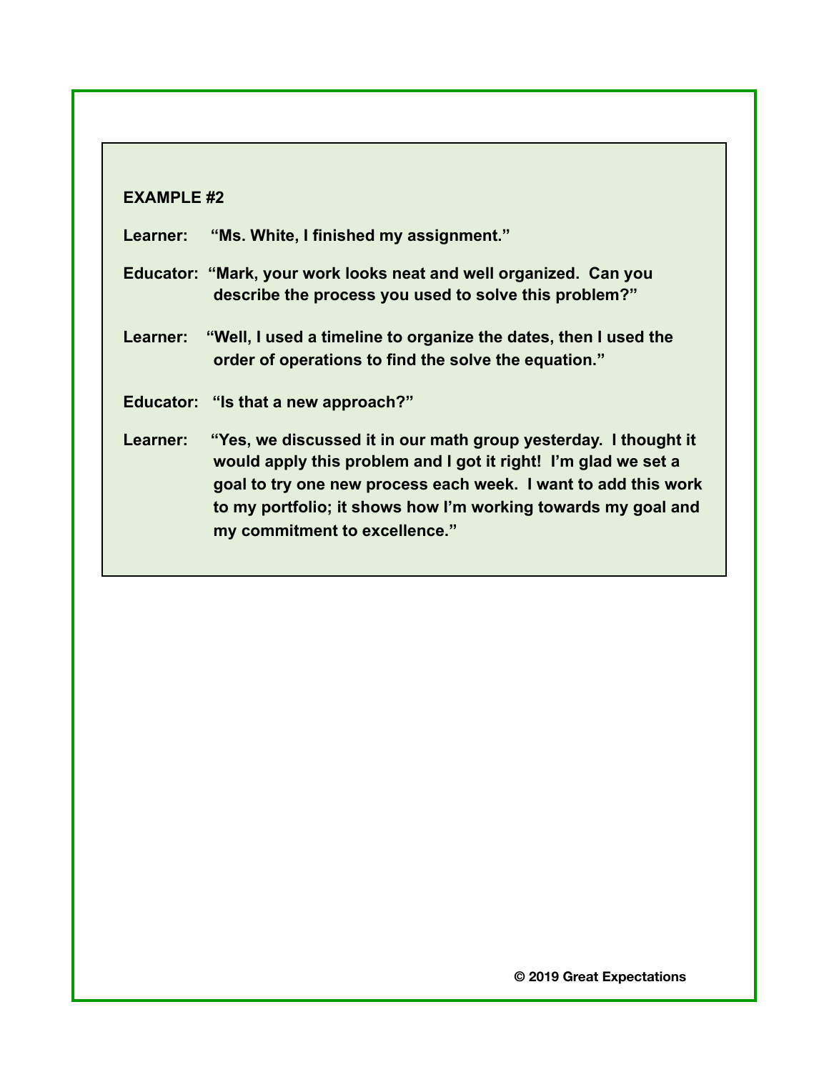**EXAMPLE #2**

**Learner:** "Ms. White, I finished my assignment."

**Educator:** "Mark, your work looks neat and well organized. Can you describe the process you used to solve this problem?"

**Learner:** "Well, I used a timeline to organize the dates, then I used the order of operations to find the solve the equation."

**Educator:** "Is that a new approach?"

**Learner:** "Yes, we discussed it in our math group yesterday. I thought it would apply this problem and I got it right! I'm glad we set a goal to try one new process each week. I want to add this work to my portfolio; it shows how I'm working towards my goal and my commitment to excellence."

© 2019 Great Expectations